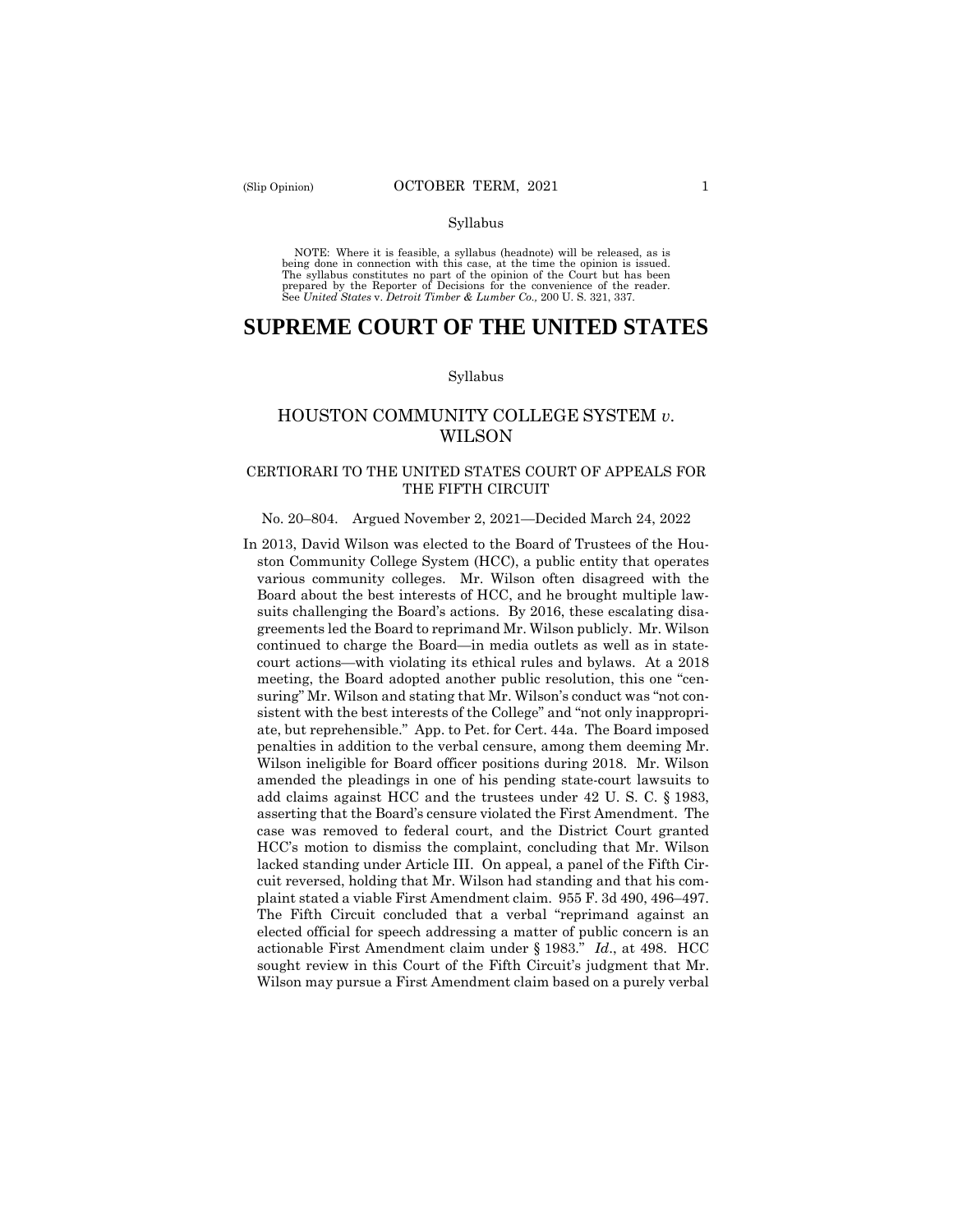Syllabus

NOTE: Where it is feasible, a syllabus (headnote) will be released, as is being done in connection with this case, at the time the opinion is issued. The syllabus constitutes no part of the opinion of the Court but has been prepared by the Reporter of Decisions for the convenience of the reader. See *United States* v. *Detroit Timber & Lumber Co.,* 200 U. S. 321, 337.

# SUPREME COURT OF THE UNITED STATES

Syllabus

## HOUSTON COMMUNITY COLLEGE SYSTEM *v.* WILSON

### CERTIORARI TO THE UNITED STATES COURT OF APPEALS FOR THE FIFTH CIRCUIT

No. 20–804. Argued November 2, 2021—Decided March 24, 2022

In 2013, David Wilson was elected to the Board of Trustees of the Houston Community College System (HCC), a public entity that operates various community colleges. Mr. Wilson often disagreed with the Board about the best interests of HCC, and he brought multiple lawsuits challenging the Board's actions. By 2016, these escalating disagreements led the Board to reprimand Mr. Wilson publicly. Mr. Wilson continued to charge the Board—in media outlets as well as in state-court actions—with violating its ethical rules and bylaws. At a 2018 meeting, the Board adopted another public resolution, this one "censuring" Mr. Wilson and stating that Mr. Wilson's conduct was "not consistent with the best interests of the College" and "not only inappropriate, but reprehensible." App. to Pet. for Cert. 44a. The Board imposed penalties in addition to the verbal censure, among them deeming Mr. Wilson ineligible for Board officer positions during 2018. Mr. Wilson amended the pleadings in one of his pending state-court lawsuits to add claims against HCC and the trustees under 42 U. S. C. § 1983, asserting that the Board's censure violated the First Amendment. The case was removed to federal court, and the District Court granted HCC's motion to dismiss the complaint, concluding that Mr. Wilson lacked standing under Article III. On appeal, a panel of the Fifth Circuit reversed, holding that Mr. Wilson had standing and that his complaint stated a viable First Amendment claim. 955 F. 3d 490, 496–497. The Fifth Circuit concluded that a verbal "reprimand against an elected official for speech addressing a matter of public concern is an actionable First Amendment claim under § 1983." *Id*., at 498. HCC sought review in this Court of the Fifth Circuit's judgment that Mr. Wilson may pursue a First Amendment claim based on a purely verbal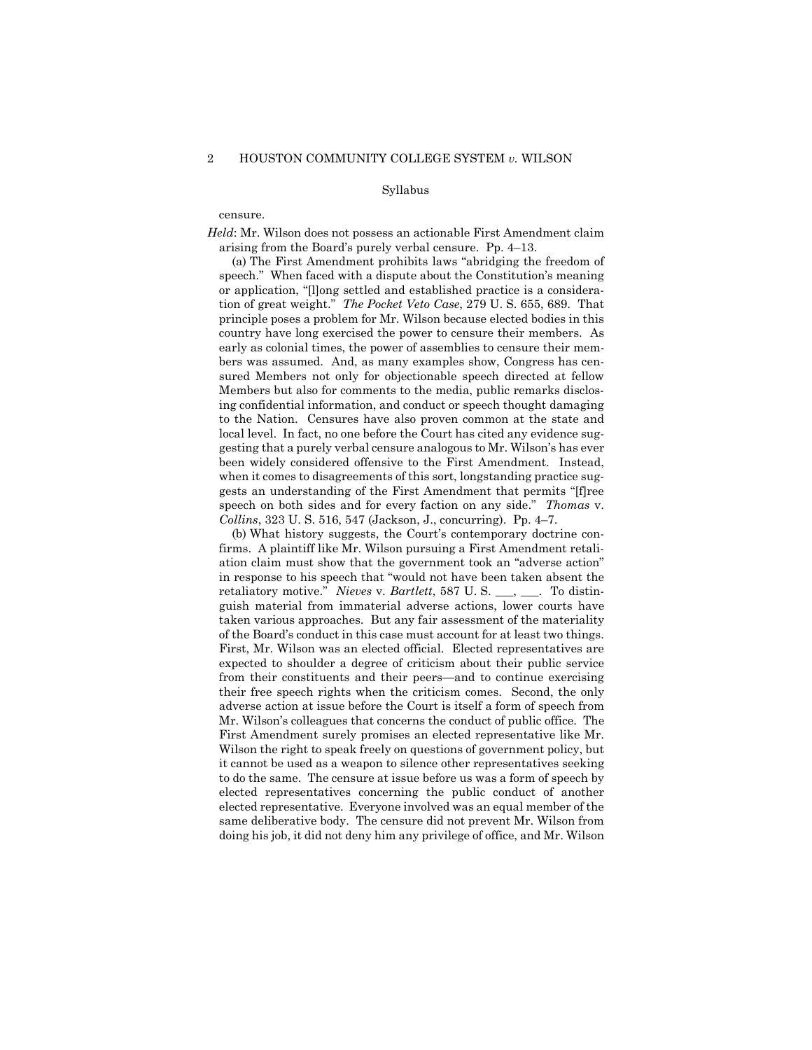censure.

*Held*: Mr. Wilson does not possess an actionable First Amendment claim arising from the Board's purely verbal censure. Pp. 4–13.

(a) The First Amendment prohibits laws "abridging the freedom of speech." When faced with a dispute about the Constitution's meaning or application, "[l]ong settled and established practice is a consideration of great weight." *The Pocket Veto Case*, 279 U. S. 655, 689. That principle poses a problem for Mr. Wilson because elected bodies in this country have long exercised the power to censure their members. As early as colonial times, the power of assemblies to censure their members was assumed. And, as many examples show, Congress has censured Members not only for objectionable speech directed at fellow Members but also for comments to the media, public remarks disclosing confidential information, and conduct or speech thought damaging to the Nation. Censures have also proven common at the state and local level. In fact, no one before the Court has cited any evidence suggesting that a purely verbal censure analogous to Mr. Wilson's has ever been widely considered offensive to the First Amendment. Instead, when it comes to disagreements of this sort, longstanding practice suggests an understanding of the First Amendment that permits "[f]ree speech on both sides and for every faction on any side." *Thomas* v. *Collins*, 323 U. S. 516, 547 (Jackson, J., concurring). Pp. 4–7.

(b) What history suggests, the Court's contemporary doctrine confirms. A plaintiff like Mr. Wilson pursuing a First Amendment retaliation claim must show that the government took an "adverse action" in response to his speech that "would not have been taken absent the retaliatory motive." *Nieves* v. *Bartlett*, 587 U. S. ___, ___. To distinguish material from immaterial adverse actions, lower courts have taken various approaches. But any fair assessment of the materiality of the Board's conduct in this case must account for at least two things. First, Mr. Wilson was an elected official. Elected representatives are expected to shoulder a degree of criticism about their public service from their constituents and their peers—and to continue exercising their free speech rights when the criticism comes. Second, the only adverse action at issue before the Court is itself a form of speech from Mr. Wilson's colleagues that concerns the conduct of public office. The First Amendment surely promises an elected representative like Mr. Wilson the right to speak freely on questions of government policy, but it cannot be used as a weapon to silence other representatives seeking to do the same. The censure at issue before us was a form of speech by elected representatives concerning the public conduct of another elected representative. Everyone involved was an equal member of the same deliberative body. The censure did not prevent Mr. Wilson from doing his job, it did not deny him any privilege of office, and Mr. Wilson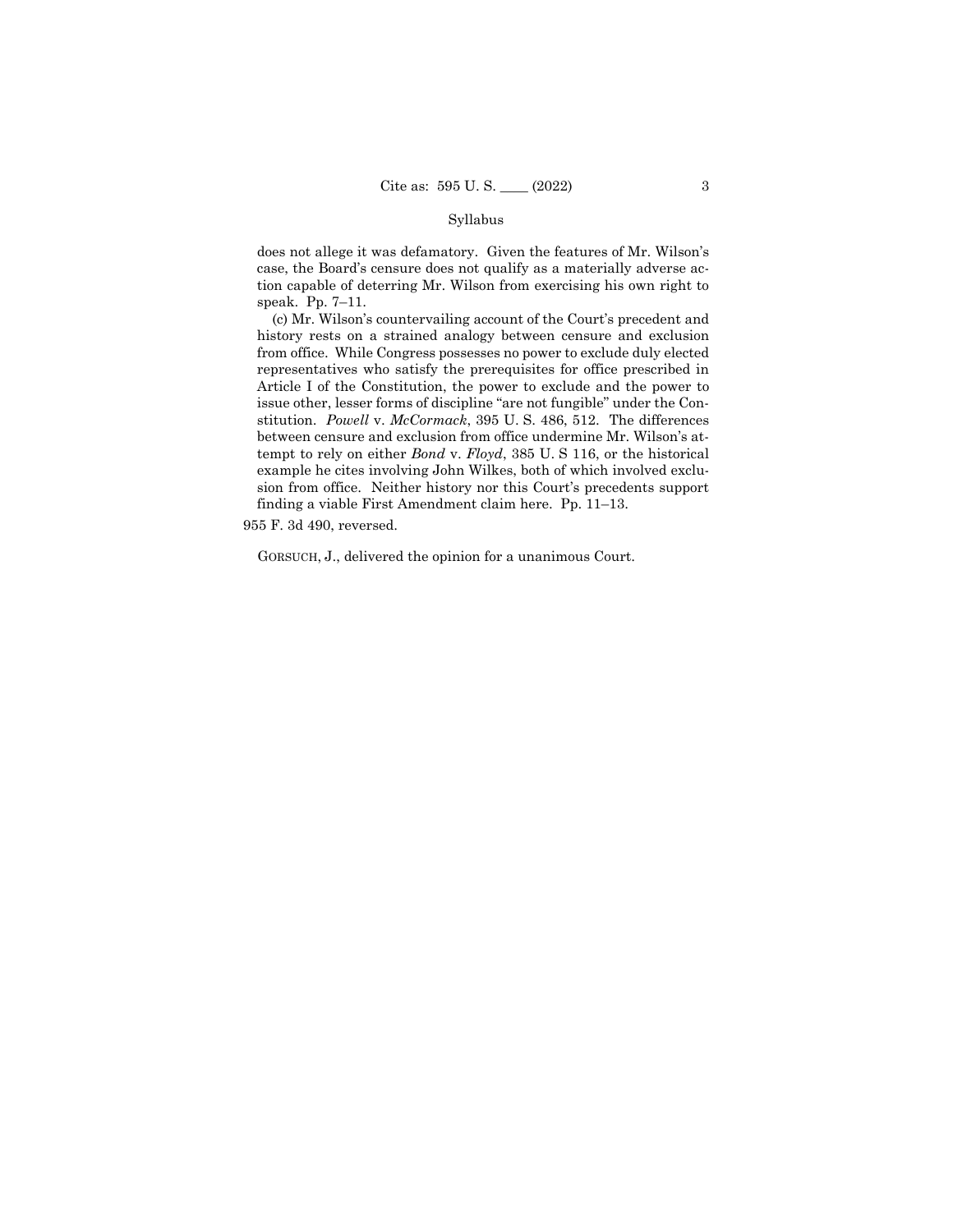does not allege it was defamatory. Given the features of Mr. Wilson's case, the Board's censure does not qualify as a materially adverse action capable of deterring Mr. Wilson from exercising his own right to speak. Pp. 7–11.

(c) Mr. Wilson's countervailing account of the Court's precedent and history rests on a strained analogy between censure and exclusion from office. While Congress possesses no power to exclude duly elected representatives who satisfy the prerequisites for office prescribed in Article I of the Constitution, the power to exclude and the power to issue other, lesser forms of discipline "are not fungible" under the Constitution. *Powell* v. *McCormack*, 395 U. S. 486, 512. The differences between censure and exclusion from office undermine Mr. Wilson's attempt to rely on either *Bond* v. *Floyd*, 385 U. S 116, or the historical example he cites involving John Wilkes, both of which involved exclusion from office. Neither history nor this Court's precedents support finding a viable First Amendment claim here. Pp. 11–13.

955 F. 3d 490, reversed.

GORSUCH, J., delivered the opinion for a unanimous Court.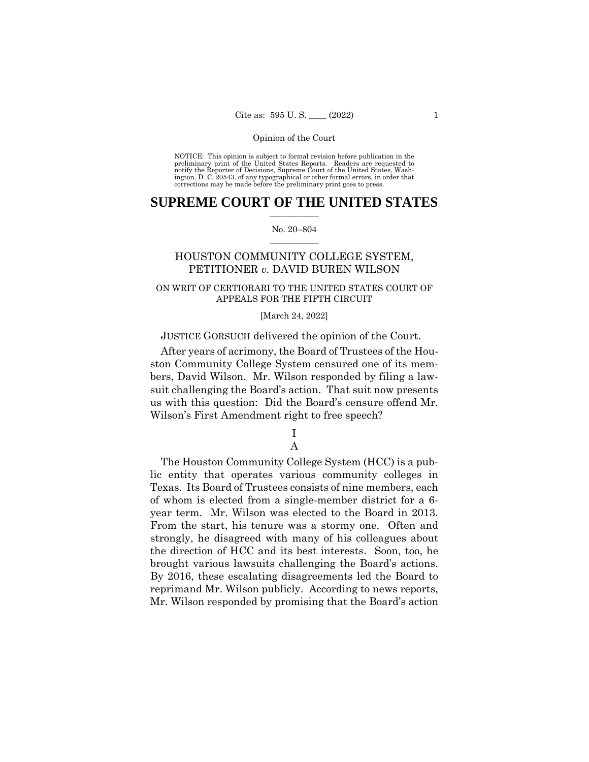NOTICE: This opinion is subject to formal revision before publication in the preliminary print of the United States Reports. Readers are requested to notify the Reporter of Decisions, Supreme Court of the United States, Washington, D. C. 20543, of any typographical or other formal errors, in order that corrections may be made before the preliminary print goes to press.

# SUPREME COURT OF THE UNITED STATES

No. 20–804

HOUSTON COMMUNITY COLLEGE SYSTEM, PETITIONER *v.* DAVID BUREN WILSON

ON WRIT OF CERTIORARI TO THE UNITED STATES COURT OF APPEALS FOR THE FIFTH CIRCUIT

[March 24, 2022]

JUSTICE GORSUCH delivered the opinion of the Court.

After years of acrimony, the Board of Trustees of the Houston Community College System censured one of its members, David Wilson. Mr. Wilson responded by filing a lawsuit challenging the Board's action. That suit now presents us with this question: Did the Board's censure offend Mr. Wilson's First Amendment right to free speech?

## I

### A

The Houston Community College System (HCC) is a public entity that operates various community colleges in Texas. Its Board of Trustees consists of nine members, each of whom is elected from a single-member district for a 6-year term. Mr. Wilson was elected to the Board in 2013. From the start, his tenure was a stormy one. Often and strongly, he disagreed with many of his colleagues about the direction of HCC and its best interests. Soon, too, he brought various lawsuits challenging the Board's actions. By 2016, these escalating disagreements led the Board to reprimand Mr. Wilson publicly. According to news reports, Mr. Wilson responded by promising that the Board's action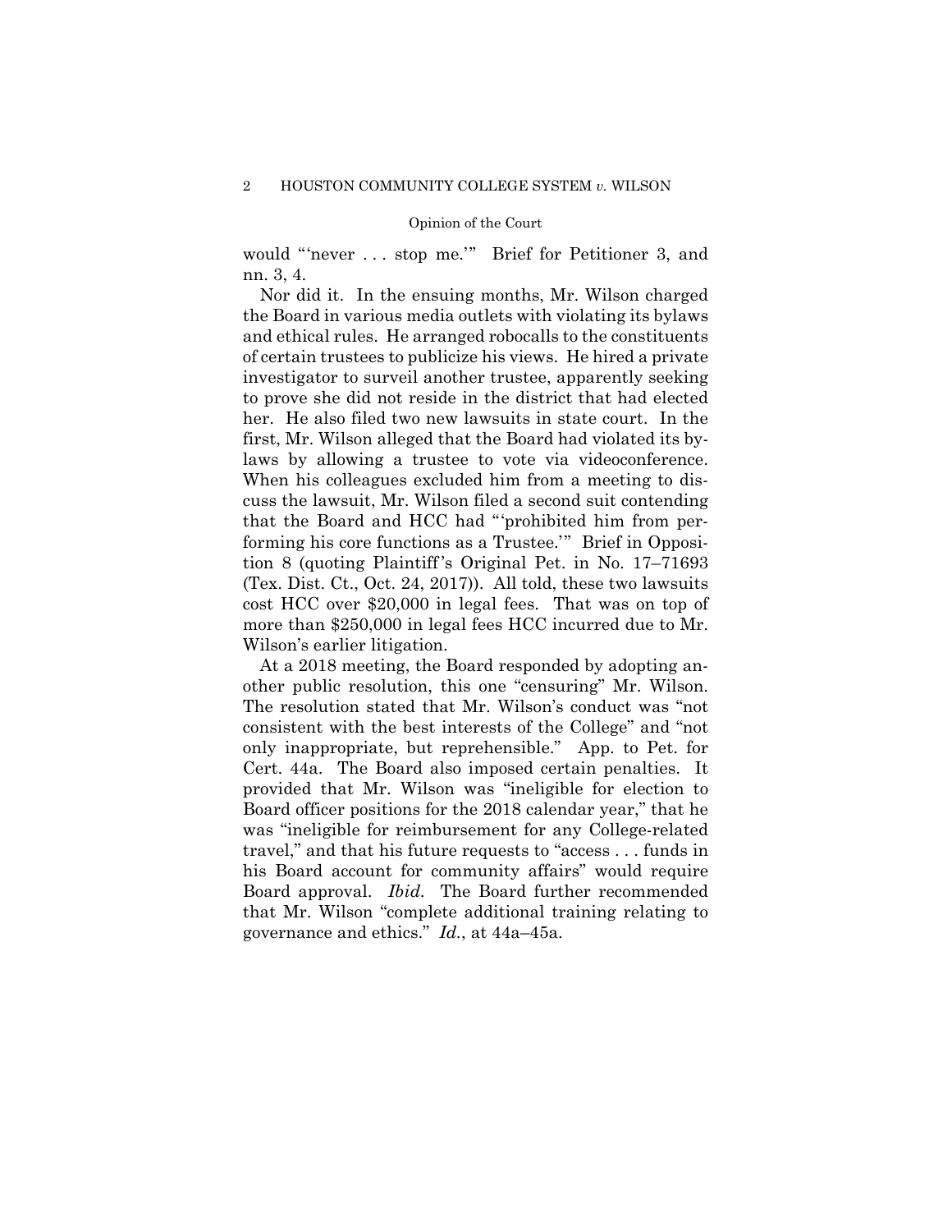would "'never . . . stop me.'" Brief for Petitioner 3, and nn. 3, 4.

Nor did it. In the ensuing months, Mr. Wilson charged the Board in various media outlets with violating its bylaws and ethical rules. He arranged robocalls to the constituents of certain trustees to publicize his views. He hired a private investigator to surveil another trustee, apparently seeking to prove she did not reside in the district that had elected her. He also filed two new lawsuits in state court. In the first, Mr. Wilson alleged that the Board had violated its bylaws by allowing a trustee to vote via videoconference. When his colleagues excluded him from a meeting to discuss the lawsuit, Mr. Wilson filed a second suit contending that the Board and HCC had "'prohibited him from performing his core functions as a Trustee.'" Brief in Opposition 8 (quoting Plaintiff's Original Pet. in No. 17–71693 (Tex. Dist. Ct., Oct. 24, 2017)). All told, these two lawsuits cost HCC over $20,000 in legal fees. That was on top of more than $250,000 in legal fees HCC incurred due to Mr. Wilson's earlier litigation.

At a 2018 meeting, the Board responded by adopting another public resolution, this one "censuring" Mr. Wilson. The resolution stated that Mr. Wilson's conduct was "not consistent with the best interests of the College" and "not only inappropriate, but reprehensible." App. to Pet. for Cert. 44a. The Board also imposed certain penalties. It provided that Mr. Wilson was "ineligible for election to Board officer positions for the 2018 calendar year," that he was "ineligible for reimbursement for any College-related travel," and that his future requests to "access . . . funds in his Board account for community affairs" would require Board approval. *Ibid.* The Board further recommended that Mr. Wilson "complete additional training relating to governance and ethics." *Id.*, at 44a–45a.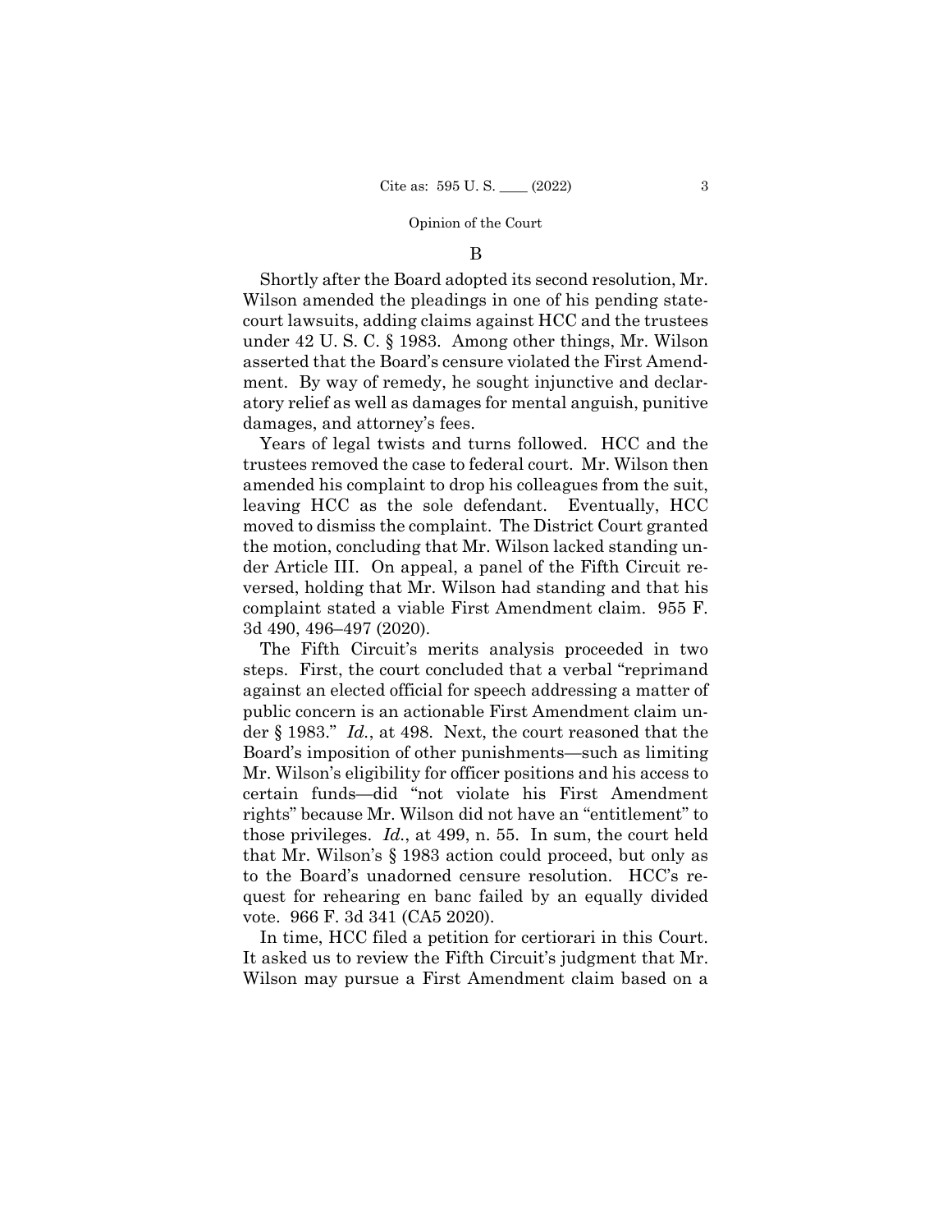## B

Shortly after the Board adopted its second resolution, Mr. Wilson amended the pleadings in one of his pending state-court lawsuits, adding claims against HCC and the trustees under 42 U. S. C. § 1983. Among other things, Mr. Wilson asserted that the Board's censure violated the First Amendment. By way of remedy, he sought injunctive and declaratory relief as well as damages for mental anguish, punitive damages, and attorney's fees.

Years of legal twists and turns followed. HCC and the trustees removed the case to federal court. Mr. Wilson then amended his complaint to drop his colleagues from the suit, leaving HCC as the sole defendant. Eventually, HCC moved to dismiss the complaint. The District Court granted the motion, concluding that Mr. Wilson lacked standing under Article III. On appeal, a panel of the Fifth Circuit reversed, holding that Mr. Wilson had standing and that his complaint stated a viable First Amendment claim. 955 F. 3d 490, 496–497 (2020).

The Fifth Circuit's merits analysis proceeded in two steps. First, the court concluded that a verbal "reprimand against an elected official for speech addressing a matter of public concern is an actionable First Amendment claim under § 1983." *Id.*, at 498. Next, the court reasoned that the Board's imposition of other punishments—such as limiting Mr. Wilson's eligibility for officer positions and his access to certain funds—did "not violate his First Amendment rights" because Mr. Wilson did not have an "entitlement" to those privileges. *Id.*, at 499, n. 55. In sum, the court held that Mr. Wilson's § 1983 action could proceed, but only as to the Board's unadorned censure resolution. HCC's request for rehearing en banc failed by an equally divided vote. 966 F. 3d 341 (CA5 2020).

In time, HCC filed a petition for certiorari in this Court. It asked us to review the Fifth Circuit's judgment that Mr. Wilson may pursue a First Amendment claim based on a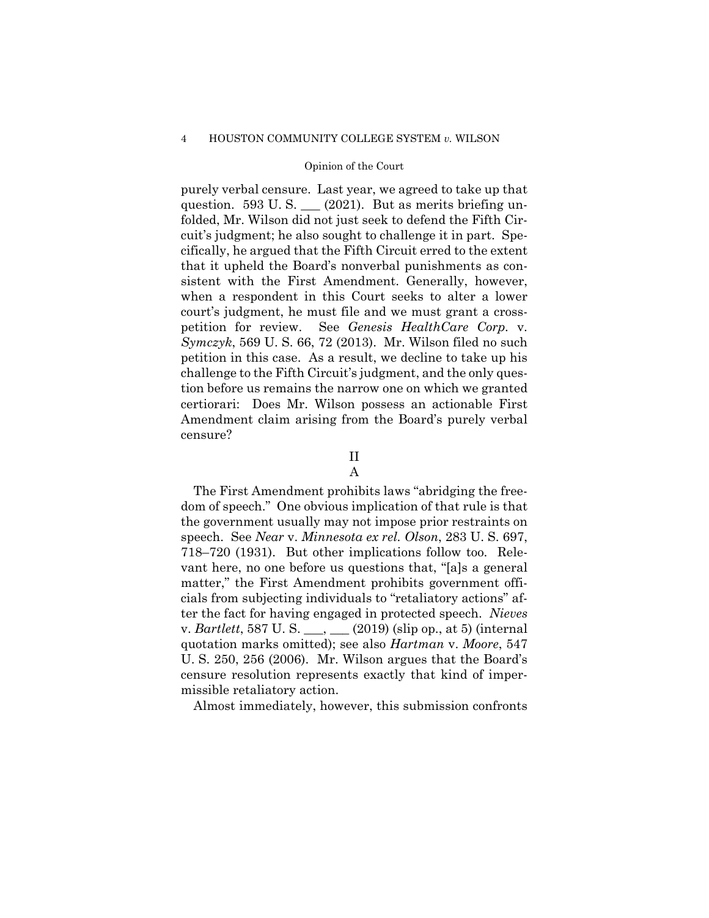purely verbal censure. Last year, we agreed to take up that question. 593 U. S. ___ (2021). But as merits briefing unfolded, Mr. Wilson did not just seek to defend the Fifth Circuit's judgment; he also sought to challenge it in part. Specifically, he argued that the Fifth Circuit erred to the extent that it upheld the Board's nonverbal punishments as consistent with the First Amendment. Generally, however, when a respondent in this Court seeks to alter a lower court's judgment, he must file and we must grant a cross-petition for review. See *Genesis HealthCare Corp.* v. *Symczyk*, 569 U. S. 66, 72 (2013). Mr. Wilson filed no such petition in this case. As a result, we decline to take up his challenge to the Fifth Circuit's judgment, and the only question before us remains the narrow one on which we granted certiorari: Does Mr. Wilson possess an actionable First Amendment claim arising from the Board's purely verbal censure?

## II

### A

The First Amendment prohibits laws "abridging the freedom of speech." One obvious implication of that rule is that the government usually may not impose prior restraints on speech. See *Near* v. *Minnesota ex rel. Olson*, 283 U. S. 697, 718–720 (1931). But other implications follow too. Relevant here, no one before us questions that, "[a]s a general matter," the First Amendment prohibits government officials from subjecting individuals to "retaliatory actions" after the fact for having engaged in protected speech. *Nieves* v. *Bartlett*, 587 U. S. ___, ___ (2019) (slip op., at 5) (internal quotation marks omitted); see also *Hartman* v. *Moore*, 547 U. S. 250, 256 (2006). Mr. Wilson argues that the Board's censure resolution represents exactly that kind of impermissible retaliatory action.

Almost immediately, however, this submission confronts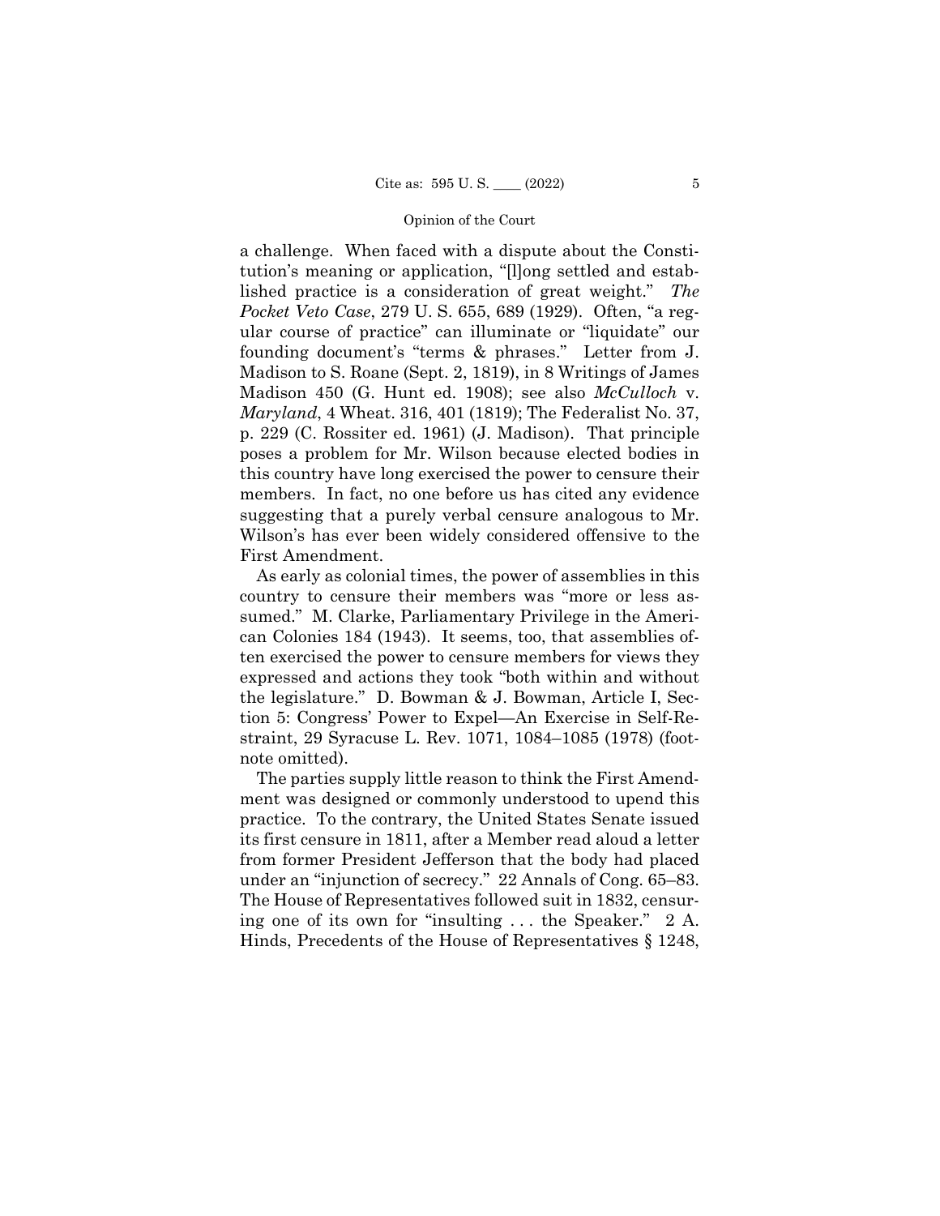a challenge. When faced with a dispute about the Constitution's meaning or application, "[l]ong settled and established practice is a consideration of great weight." *The Pocket Veto Case*, 279 U. S. 655, 689 (1929). Often, "a regular course of practice" can illuminate or "liquidate" our founding document's "terms & phrases." Letter from J. Madison to S. Roane (Sept. 2, 1819), in 8 Writings of James Madison 450 (G. Hunt ed. 1908); see also *McCulloch* v. *Maryland*, 4 Wheat. 316, 401 (1819); The Federalist No. 37, p. 229 (C. Rossiter ed. 1961) (J. Madison). That principle poses a problem for Mr. Wilson because elected bodies in this country have long exercised the power to censure their members. In fact, no one before us has cited any evidence suggesting that a purely verbal censure analogous to Mr. Wilson's has ever been widely considered offensive to the First Amendment.

As early as colonial times, the power of assemblies in this country to censure their members was "more or less assumed." M. Clarke, Parliamentary Privilege in the American Colonies 184 (1943). It seems, too, that assemblies often exercised the power to censure members for views they expressed and actions they took "both within and without the legislature." D. Bowman & J. Bowman, Article I, Section 5: Congress' Power to Expel—An Exercise in Self-Restraint, 29 Syracuse L. Rev. 1071, 1084–1085 (1978) (footnote omitted).

The parties supply little reason to think the First Amendment was designed or commonly understood to upend this practice. To the contrary, the United States Senate issued its first censure in 1811, after a Member read aloud a letter from former President Jefferson that the body had placed under an "injunction of secrecy." 22 Annals of Cong. 65–83. The House of Representatives followed suit in 1832, censuring one of its own for "insulting . . . the Speaker." 2 A. Hinds, Precedents of the House of Representatives § 1248,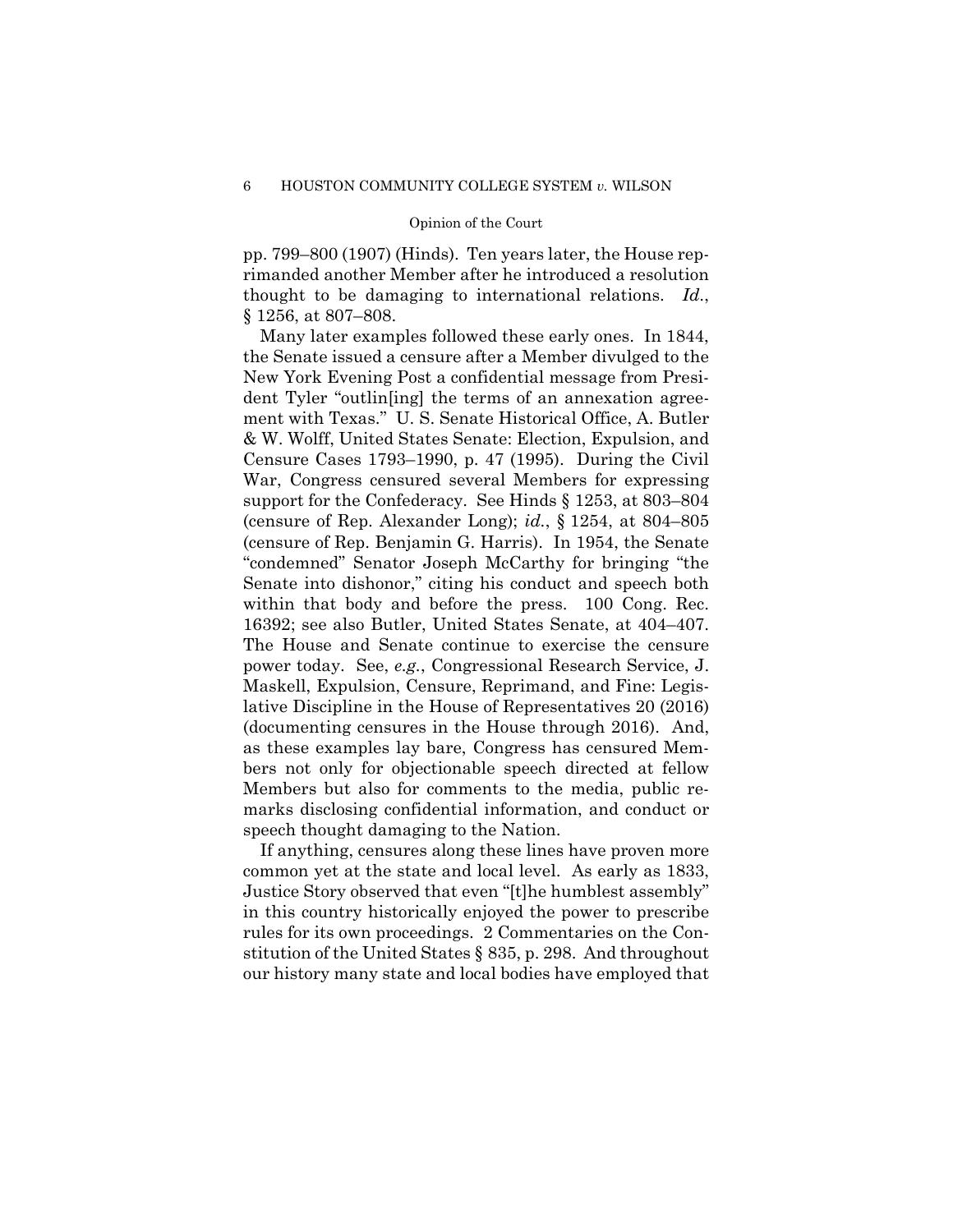pp. 799–800 (1907) (Hinds). Ten years later, the House reprimanded another Member after he introduced a resolution thought to be damaging to international relations. *Id.*, § 1256, at 807–808.

Many later examples followed these early ones. In 1844, the Senate issued a censure after a Member divulged to the New York Evening Post a confidential message from President Tyler "outlin[ing] the terms of an annexation agreement with Texas." U. S. Senate Historical Office, A. Butler & W. Wolff, United States Senate: Election, Expulsion, and Censure Cases 1793–1990, p. 47 (1995). During the Civil War, Congress censured several Members for expressing support for the Confederacy. See Hinds § 1253, at 803–804 (censure of Rep. Alexander Long); *id.*, § 1254, at 804–805 (censure of Rep. Benjamin G. Harris). In 1954, the Senate "condemned" Senator Joseph McCarthy for bringing "the Senate into dishonor," citing his conduct and speech both within that body and before the press. 100 Cong. Rec. 16392; see also Butler, United States Senate, at 404–407. The House and Senate continue to exercise the censure power today. See, *e.g.*, Congressional Research Service, J. Maskell, Expulsion, Censure, Reprimand, and Fine: Legislative Discipline in the House of Representatives 20 (2016) (documenting censures in the House through 2016). And, as these examples lay bare, Congress has censured Members not only for objectionable speech directed at fellow Members but also for comments to the media, public remarks disclosing confidential information, and conduct or speech thought damaging to the Nation.

If anything, censures along these lines have proven more common yet at the state and local level. As early as 1833, Justice Story observed that even "[t]he humblest assembly" in this country historically enjoyed the power to prescribe rules for its own proceedings. 2 Commentaries on the Constitution of the United States § 835, p. 298. And throughout our history many state and local bodies have employed that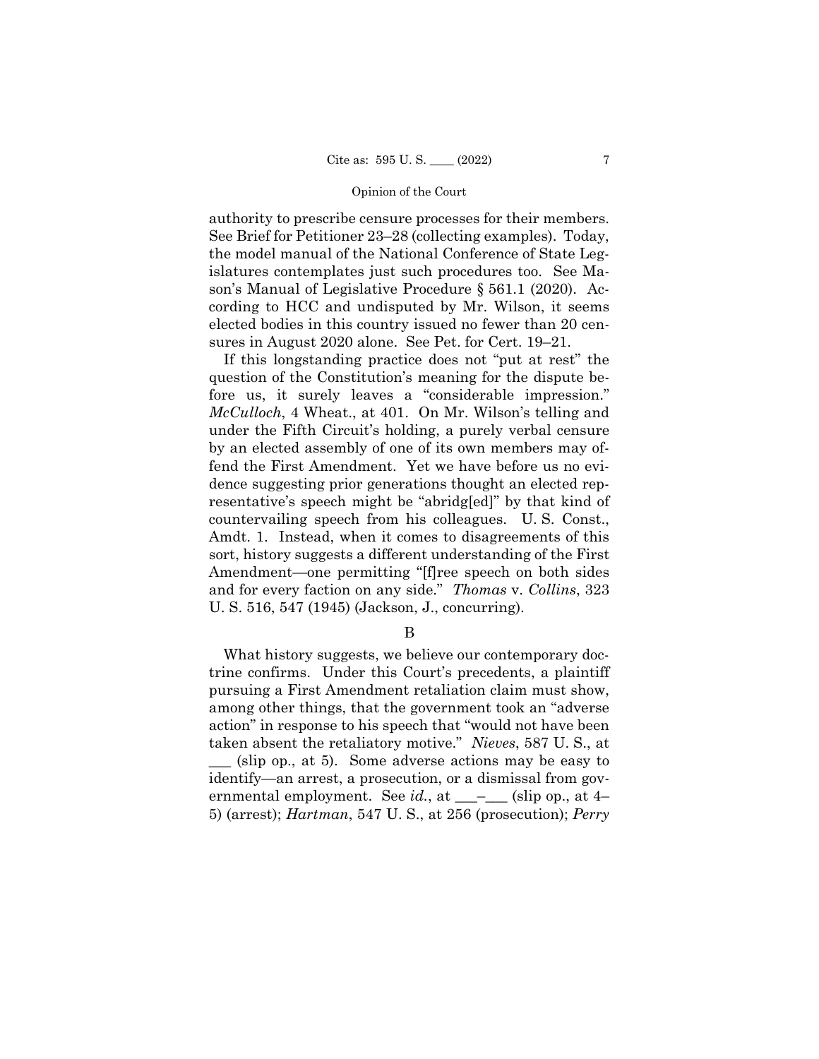authority to prescribe censure processes for their members. See Brief for Petitioner 23–28 (collecting examples). Today, the model manual of the National Conference of State Legislatures contemplates just such procedures too. See Mason's Manual of Legislative Procedure § 561.1 (2020). According to HCC and undisputed by Mr. Wilson, it seems elected bodies in this country issued no fewer than 20 censures in August 2020 alone. See Pet. for Cert. 19–21.

If this longstanding practice does not "put at rest" the question of the Constitution's meaning for the dispute before us, it surely leaves a "considerable impression." *McCulloch*, 4 Wheat., at 401. On Mr. Wilson's telling and under the Fifth Circuit's holding, a purely verbal censure by an elected assembly of one of its own members may offend the First Amendment. Yet we have before us no evidence suggesting prior generations thought an elected representative's speech might be "abridg[ed]" by that kind of countervailing speech from his colleagues. U. S. Const., Amdt. 1. Instead, when it comes to disagreements of this sort, history suggests a different understanding of the First Amendment—one permitting "[f]ree speech on both sides and for every faction on any side." *Thomas* v. *Collins*, 323 U. S. 516, 547 (1945) (Jackson, J., concurring).

## B

What history suggests, we believe our contemporary doctrine confirms. Under this Court's precedents, a plaintiff pursuing a First Amendment retaliation claim must show, among other things, that the government took an "adverse action" in response to his speech that "would not have been taken absent the retaliatory motive." *Nieves*, 587 U. S., at ___ (slip op., at 5). Some adverse actions may be easy to identify—an arrest, a prosecution, or a dismissal from governmental employment. See *id.*, at ___–___ (slip op., at 4–5) (arrest); *Hartman*, 547 U. S., at 256 (prosecution); *Perry*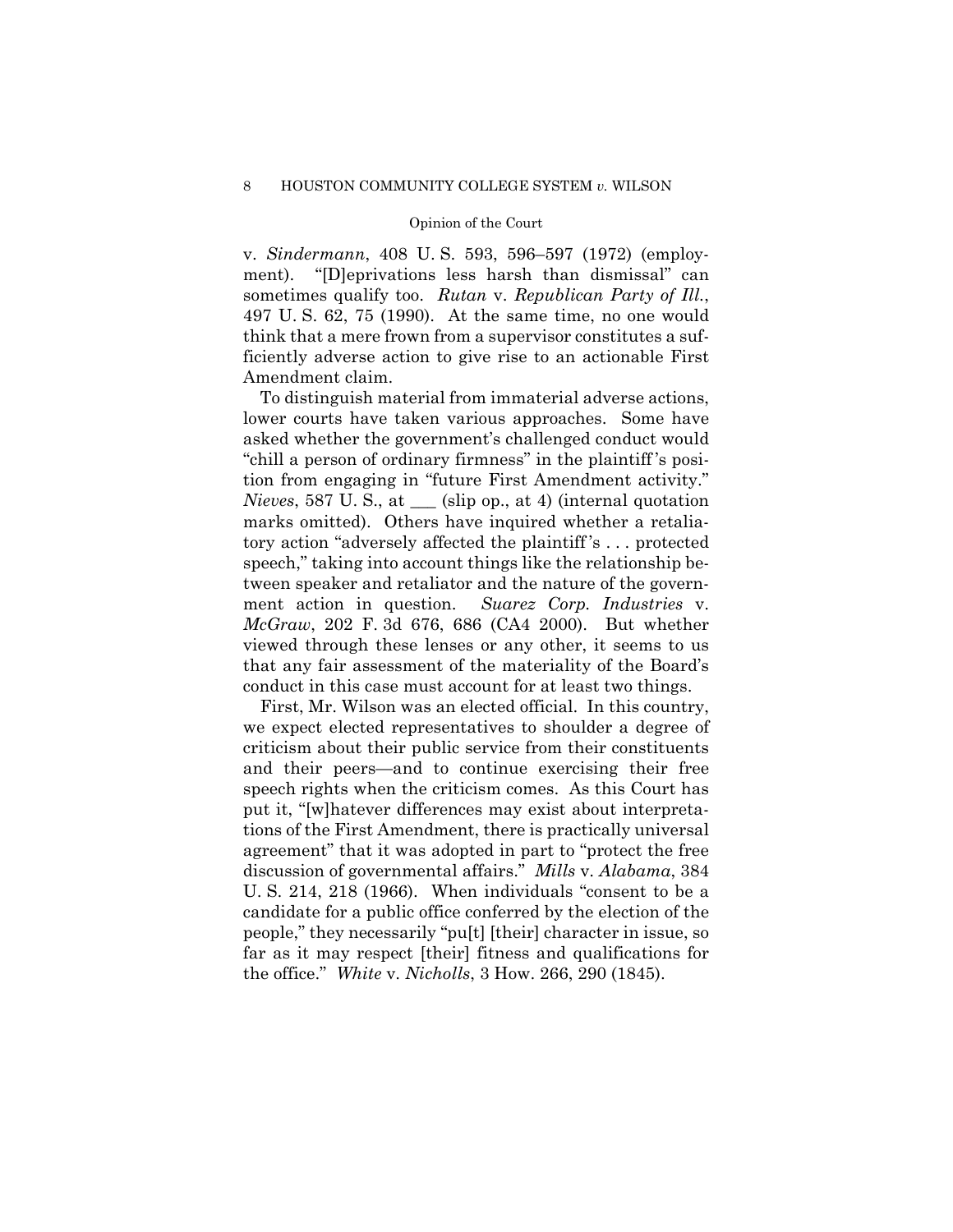v. *Sindermann*, 408 U. S. 593, 596–597 (1972) (employment). "[D]eprivations less harsh than dismissal" can sometimes qualify too. *Rutan* v. *Republican Party of Ill.*, 497 U. S. 62, 75 (1990). At the same time, no one would think that a mere frown from a supervisor constitutes a sufficiently adverse action to give rise to an actionable First Amendment claim.

To distinguish material from immaterial adverse actions, lower courts have taken various approaches. Some have asked whether the government's challenged conduct would "chill a person of ordinary firmness" in the plaintiff's position from engaging in "future First Amendment activity." *Nieves*, 587 U. S., at ___ (slip op., at 4) (internal quotation marks omitted). Others have inquired whether a retaliatory action "adversely affected the plaintiff's . . . protected speech," taking into account things like the relationship between speaker and retaliator and the nature of the government action in question. *Suarez Corp. Industries* v. *McGraw*, 202 F. 3d 676, 686 (CA4 2000). But whether viewed through these lenses or any other, it seems to us that any fair assessment of the materiality of the Board's conduct in this case must account for at least two things.

First, Mr. Wilson was an elected official. In this country, we expect elected representatives to shoulder a degree of criticism about their public service from their constituents and their peers—and to continue exercising their free speech rights when the criticism comes. As this Court has put it, "[w]hatever differences may exist about interpretations of the First Amendment, there is practically universal agreement" that it was adopted in part to "protect the free discussion of governmental affairs." *Mills* v. *Alabama*, 384 U. S. 214, 218 (1966). When individuals "consent to be a candidate for a public office conferred by the election of the people," they necessarily "pu[t] [their] character in issue, so far as it may respect [their] fitness and qualifications for the office." *White* v. *Nicholls*, 3 How. 266, 290 (1845).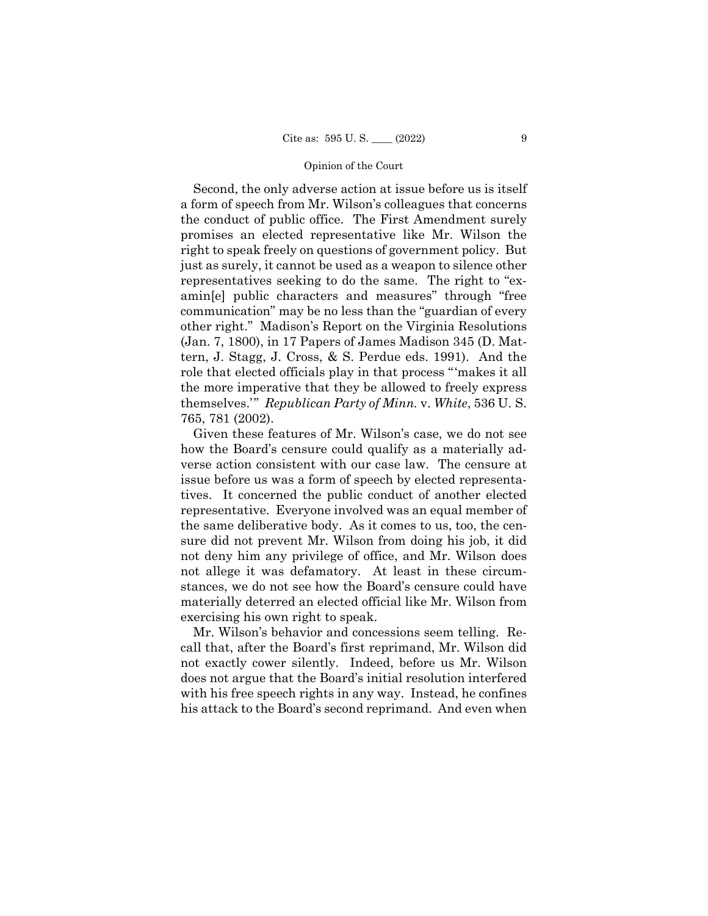Second, the only adverse action at issue before us is itself a form of speech from Mr. Wilson's colleagues that concerns the conduct of public office. The First Amendment surely promises an elected representative like Mr. Wilson the right to speak freely on questions of government policy. But just as surely, it cannot be used as a weapon to silence other representatives seeking to do the same. The right to "examin[e] public characters and measures" through "free communication" may be no less than the "guardian of every other right." Madison's Report on the Virginia Resolutions (Jan. 7, 1800), in 17 Papers of James Madison 345 (D. Mattern, J. Stagg, J. Cross, & S. Perdue eds. 1991). And the role that elected officials play in that process "'makes it all the more imperative that they be allowed to freely express themselves.'" *Republican Party of Minn.* v. *White*, 536 U. S. 765, 781 (2002).

Given these features of Mr. Wilson's case, we do not see how the Board's censure could qualify as a materially adverse action consistent with our case law. The censure at issue before us was a form of speech by elected representatives. It concerned the public conduct of another elected representative. Everyone involved was an equal member of the same deliberative body. As it comes to us, too, the censure did not prevent Mr. Wilson from doing his job, it did not deny him any privilege of office, and Mr. Wilson does not allege it was defamatory. At least in these circumstances, we do not see how the Board's censure could have materially deterred an elected official like Mr. Wilson from exercising his own right to speak.

Mr. Wilson's behavior and concessions seem telling. Recall that, after the Board's first reprimand, Mr. Wilson did not exactly cower silently. Indeed, before us Mr. Wilson does not argue that the Board's initial resolution interfered with his free speech rights in any way. Instead, he confines his attack to the Board's second reprimand. And even when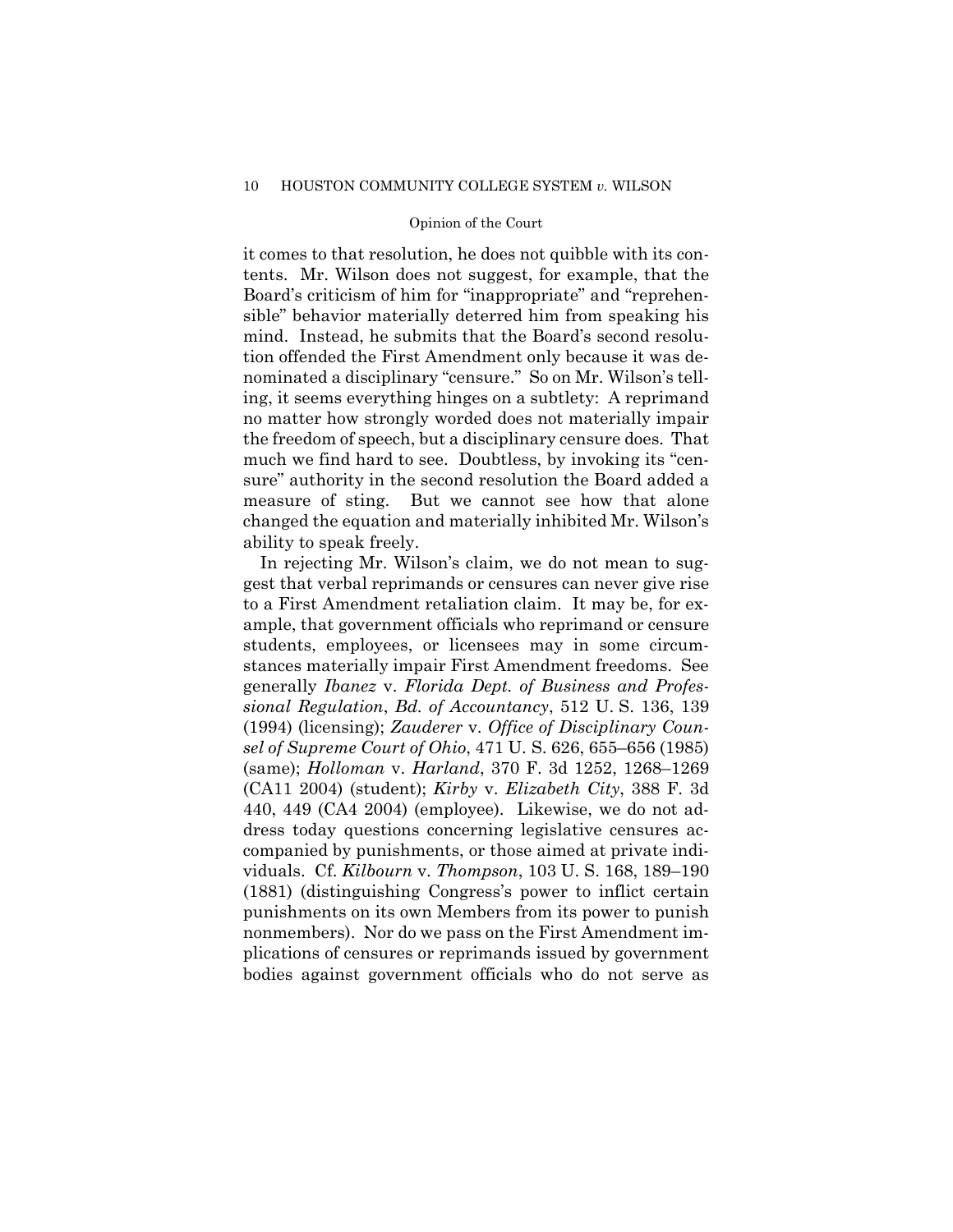it comes to that resolution, he does not quibble with its contents. Mr. Wilson does not suggest, for example, that the Board's criticism of him for "inappropriate" and "reprehensible" behavior materially deterred him from speaking his mind. Instead, he submits that the Board's second resolution offended the First Amendment only because it was denominated a disciplinary "censure." So on Mr. Wilson's telling, it seems everything hinges on a subtlety: A reprimand no matter how strongly worded does not materially impair the freedom of speech, but a disciplinary censure does. That much we find hard to see. Doubtless, by invoking its "censure" authority in the second resolution the Board added a measure of sting. But we cannot see how that alone changed the equation and materially inhibited Mr. Wilson's ability to speak freely.

In rejecting Mr. Wilson's claim, we do not mean to suggest that verbal reprimands or censures can never give rise to a First Amendment retaliation claim. It may be, for example, that government officials who reprimand or censure students, employees, or licensees may in some circumstances materially impair First Amendment freedoms. See generally *Ibanez* v. *Florida Dept. of Business and Professional Regulation*, *Bd. of Accountancy*, 512 U. S. 136, 139 (1994) (licensing); *Zauderer* v. *Office of Disciplinary Counsel of Supreme Court of Ohio*, 471 U. S. 626, 655–656 (1985) (same); *Holloman* v. *Harland*, 370 F. 3d 1252, 1268–1269 (CA11 2004) (student); *Kirby* v. *Elizabeth City*, 388 F. 3d 440, 449 (CA4 2004) (employee). Likewise, we do not address today questions concerning legislative censures accompanied by punishments, or those aimed at private individuals. Cf. *Kilbourn* v. *Thompson*, 103 U. S. 168, 189–190 (1881) (distinguishing Congress's power to inflict certain punishments on its own Members from its power to punish nonmembers). Nor do we pass on the First Amendment implications of censures or reprimands issued by government bodies against government officials who do not serve as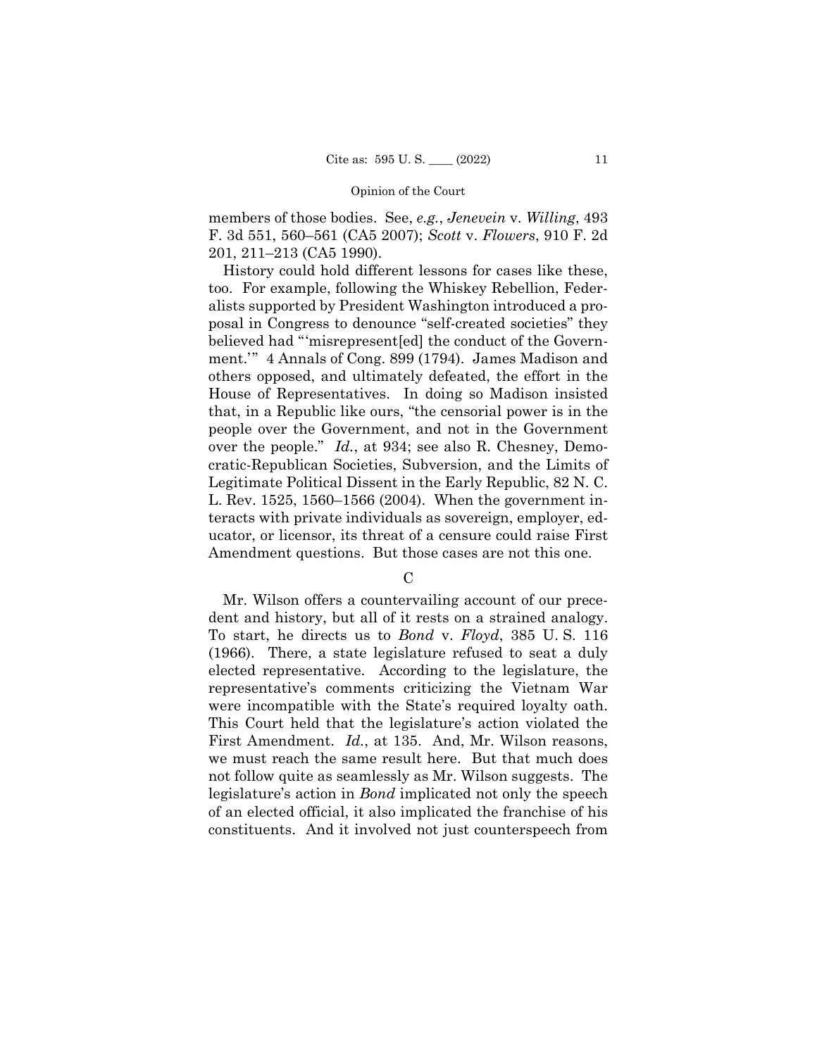members of those bodies. See, *e.g.*, *Jenevein* v. *Willing*, 493 F. 3d 551, 560–561 (CA5 2007); *Scott* v. *Flowers*, 910 F. 2d 201, 211–213 (CA5 1990).

History could hold different lessons for cases like these, too. For example, following the Whiskey Rebellion, Federalists supported by President Washington introduced a proposal in Congress to denounce "self-created societies" they believed had "'misrepresent[ed] the conduct of the Government.'" 4 Annals of Cong. 899 (1794). James Madison and others opposed, and ultimately defeated, the effort in the House of Representatives. In doing so Madison insisted that, in a Republic like ours, "the censorial power is in the people over the Government, and not in the Government over the people." *Id.*, at 934; see also R. Chesney, Democratic-Republican Societies, Subversion, and the Limits of Legitimate Political Dissent in the Early Republic, 82 N. C. L. Rev. 1525, 1560–1566 (2004). When the government interacts with private individuals as sovereign, employer, educator, or licensor, its threat of a censure could raise First Amendment questions. But those cases are not this one.

### C

Mr. Wilson offers a countervailing account of our precedent and history, but all of it rests on a strained analogy. To start, he directs us to *Bond* v. *Floyd*, 385 U. S. 116 (1966). There, a state legislature refused to seat a duly elected representative. According to the legislature, the representative's comments criticizing the Vietnam War were incompatible with the State's required loyalty oath. This Court held that the legislature's action violated the First Amendment. *Id.*, at 135. And, Mr. Wilson reasons, we must reach the same result here. But that much does not follow quite as seamlessly as Mr. Wilson suggests. The legislature's action in *Bond* implicated not only the speech of an elected official, it also implicated the franchise of his constituents. And it involved not just counterspeech from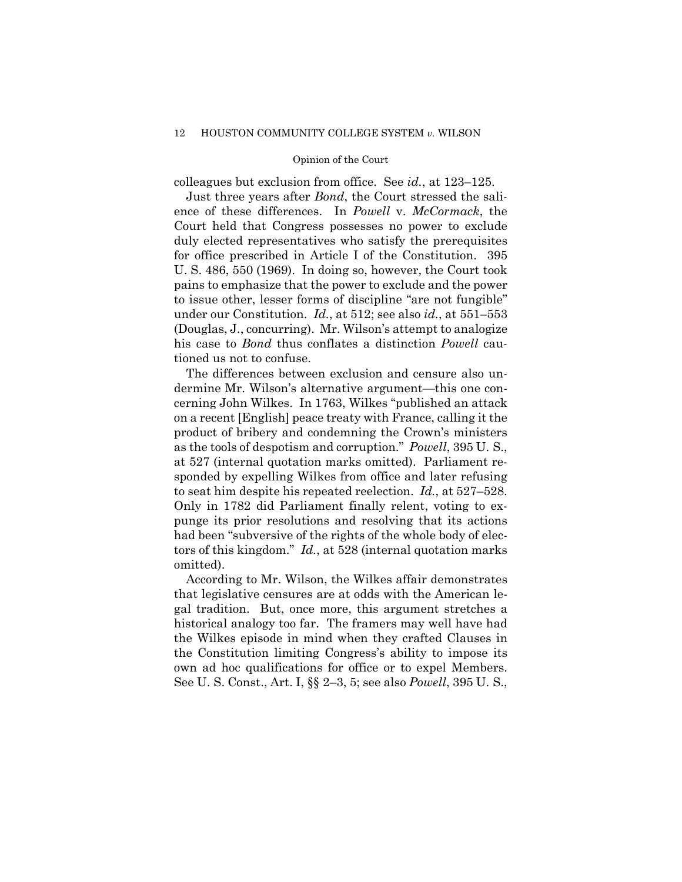colleagues but exclusion from office. See *id.*, at 123–125.

Just three years after *Bond*, the Court stressed the salience of these differences. In *Powell* v. *McCormack*, the Court held that Congress possesses no power to exclude duly elected representatives who satisfy the prerequisites for office prescribed in Article I of the Constitution. 395 U. S. 486, 550 (1969). In doing so, however, the Court took pains to emphasize that the power to exclude and the power to issue other, lesser forms of discipline "are not fungible" under our Constitution. *Id.*, at 512; see also *id.*, at 551–553 (Douglas, J., concurring). Mr. Wilson's attempt to analogize his case to *Bond* thus conflates a distinction *Powell* cautioned us not to confuse.

The differences between exclusion and censure also undermine Mr. Wilson's alternative argument—this one concerning John Wilkes. In 1763, Wilkes "published an attack on a recent [English] peace treaty with France, calling it the product of bribery and condemning the Crown's ministers as the tools of despotism and corruption." *Powell*, 395 U. S., at 527 (internal quotation marks omitted). Parliament responded by expelling Wilkes from office and later refusing to seat him despite his repeated reelection. *Id.*, at 527–528. Only in 1782 did Parliament finally relent, voting to expunge its prior resolutions and resolving that its actions had been "subversive of the rights of the whole body of electors of this kingdom." *Id.*, at 528 (internal quotation marks omitted).

According to Mr. Wilson, the Wilkes affair demonstrates that legislative censures are at odds with the American legal tradition. But, once more, this argument stretches a historical analogy too far. The framers may well have had the Wilkes episode in mind when they crafted Clauses in the Constitution limiting Congress's ability to impose its own ad hoc qualifications for office or to expel Members. See U. S. Const., Art. I, §§ 2–3, 5; see also *Powell*, 395 U. S.,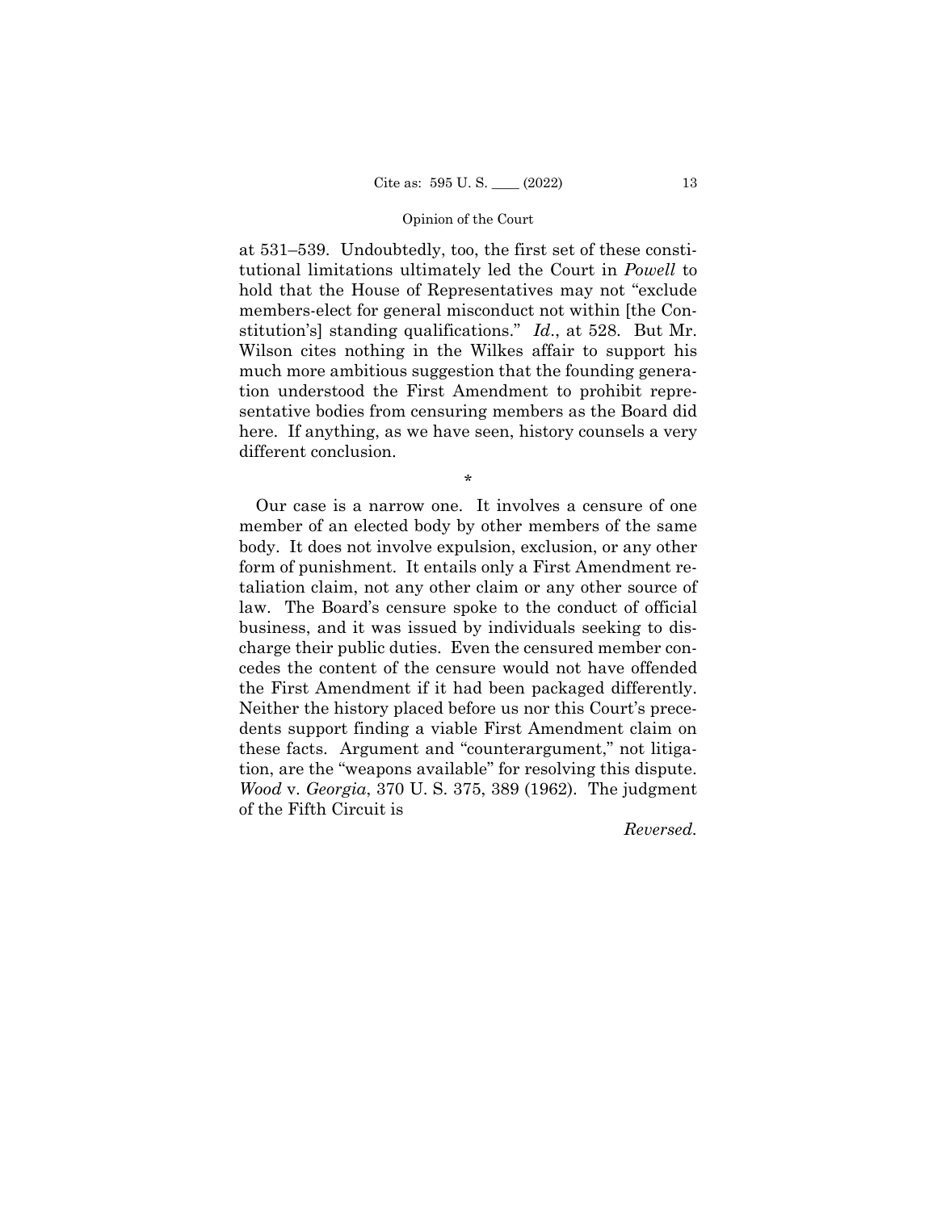at 531–539. Undoubtedly, too, the first set of these constitutional limitations ultimately led the Court in *Powell* to hold that the House of Representatives may not "exclude members-elect for general misconduct not within [the Constitution's] standing qualifications." *Id*., at 528. But Mr. Wilson cites nothing in the Wilkes affair to support his much more ambitious suggestion that the founding generation understood the First Amendment to prohibit representative bodies from censuring members as the Board did here. If anything, as we have seen, history counsels a very different conclusion.

\*

Our case is a narrow one. It involves a censure of one member of an elected body by other members of the same body. It does not involve expulsion, exclusion, or any other form of punishment. It entails only a First Amendment retaliation claim, not any other claim or any other source of law. The Board's censure spoke to the conduct of official business, and it was issued by individuals seeking to discharge their public duties. Even the censured member concedes the content of the censure would not have offended the First Amendment if it had been packaged differently. Neither the history placed before us nor this Court's precedents support finding a viable First Amendment claim on these facts. Argument and "counterargument," not litigation, are the "weapons available" for resolving this dispute. *Wood* v. *Georgia*, 370 U. S. 375, 389 (1962). The judgment of the Fifth Circuit is

*Reversed.*